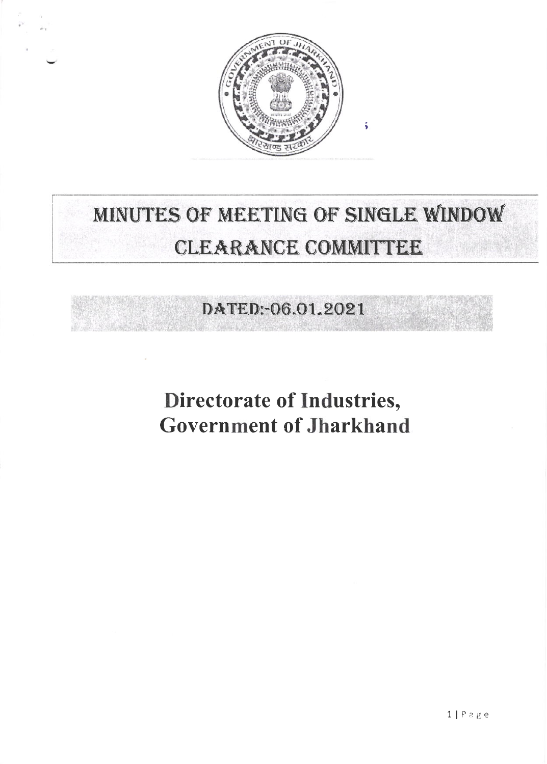# MINUTES OF MEETING OF SINGLE WINDOW CLEARANCE COMMITTEE

## DATED:-06.01.2021

## Directorate of Industries, Government of Jharkhand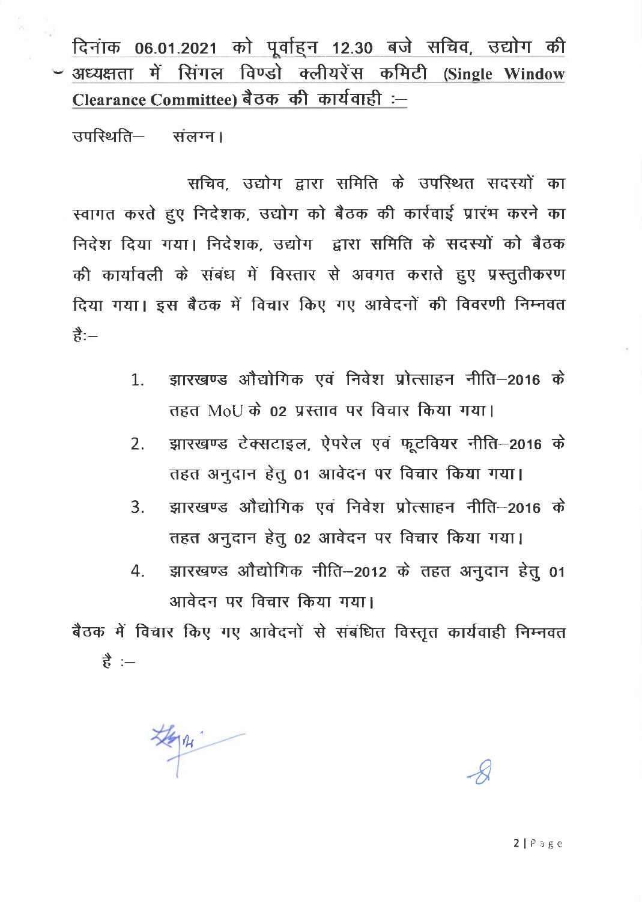**दिनांक 06.01.2021 को पूर्वाह्न 12.30 बजे सचिव, उद्योग की अध्यक्षता में सिंगल विण्डो क्लीयरेंस कमिटी (Single Window Clearance Committee) बैठक की कार्यवाही :–**

उपस्थिति– संलग्न।

सचिव, उद्योग द्वारा समिति के उपस्थित सदस्यों का स्वागत करते हुए निदेशक, उद्योग को बैठक की कार्रवाई प्रारंभ करने का निदेश दिया गया। निदेशक, उद्योग द्वारा समिति के सदस्यों को बैठक की कार्यावली के संबंध में विस्तार से अवगत कराते हुए प्रस्तुतीकरण दिया गया। इस बैठक में विचार किए गए आवेदनों की विवरणी निम्नवत है:–

1. झारखण्ड औद्योगिक एवं निवेश प्रोत्साहन नीति–2016 के तहत MoU के 02 प्रस्ताव पर विचार किया गया।
2. झारखण्ड टेक्सटाइल, ऐपरेल एवं फूटवियर नीति–2016 के तहत अनुदान हेतु 01 आवेदन पर विचार किया गया।
3. झारखण्ड औद्योगिक एवं निवेश प्रोत्साहन नीति–2016 के तहत अनुदान हेतु 02 आवेदन पर विचार किया गया।
4. झारखण्ड औद्योगिक नीति–2012 के तहत अनुदान हेतु 01 आवेदन पर विचार किया गया।

बैठक में विचार किए गए आवेदनों से संबंधित विस्तृत कार्यवाही निम्नवत है :–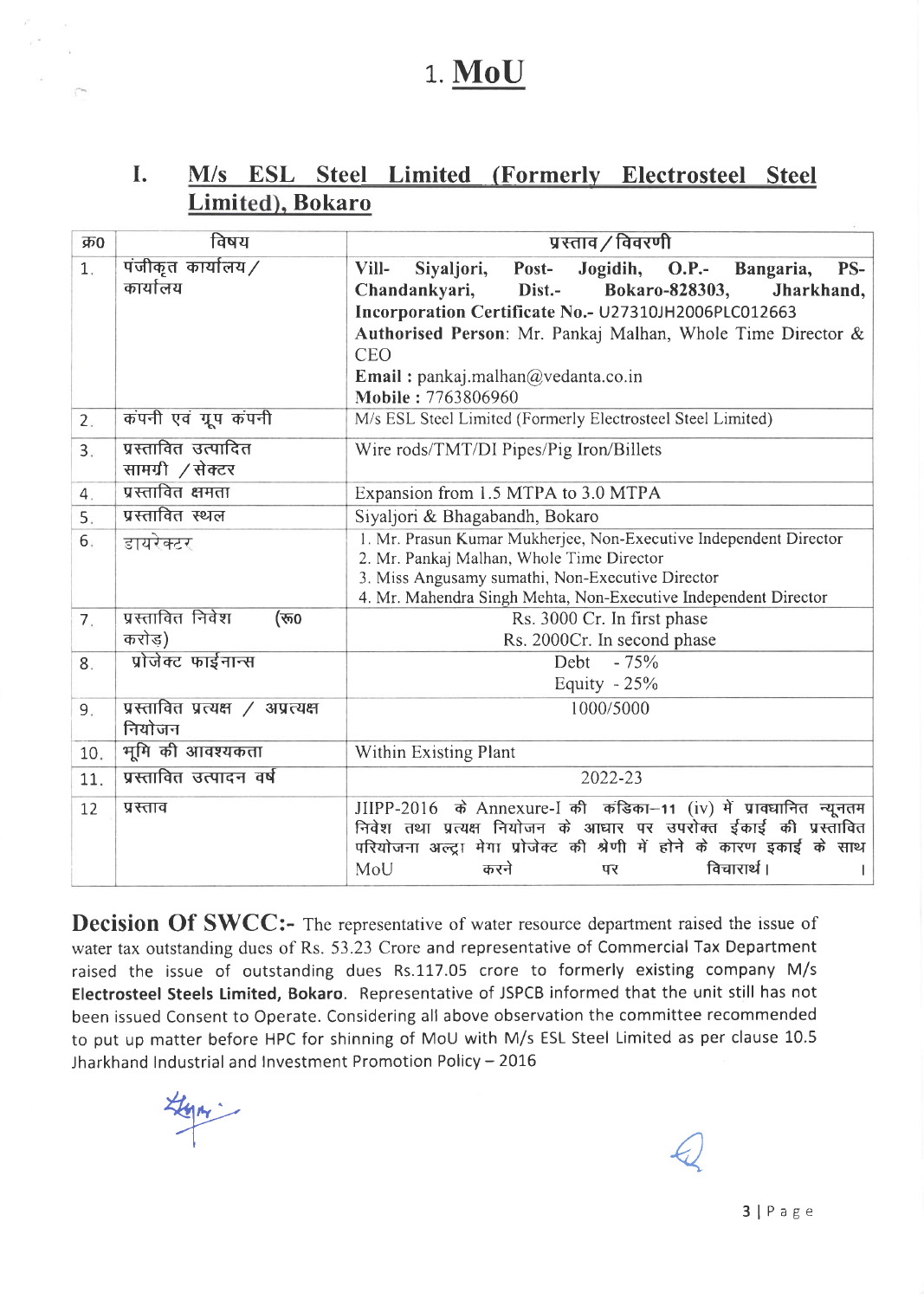# 1. MoU

## I. M/s ESL Steel Limited (Formerly Electrosteel Steel Limited), Bokaro

| क्र0 | विषय | प्रस्ताव / विवरणी |
|---|---|---|
| 1. | पंजीकृत कार्यालय / कार्यालय | **Vill- Siyaljori, Post- Jogidih, O.P.- Bangaria, PS-Chandankyari, Dist.- Bokaro-828303, Jharkhand, Incorporation Certificate No.- U27310JH2006PLC012663** **Authorised Person**: Mr. Pankaj Malhan, Whole Time Director & CEO **Email** : pankaj.malhan@vedanta.co.in **Mobile** : 7763806960 |
| 2. | कंपनी एवं ग्रूप कंपनी | M/s ESL Steel Limited (Formerly Electrosteel Steel Limited) |
| 3. | प्रस्तावित उत्पादित सामग्री / सेक्टर | Wire rods/TMT/DI Pipes/Pig Iron/Billets |
| 4. | प्रस्तावित क्षमता | Expansion from 1.5 MTPA to 3.0 MTPA |
| 5. | प्रस्तावित स्थल | Siyaljori & Bhagabandh, Bokaro |
| 6. | डायरेक्टर | 1. Mr. Prasun Kumar Mukherjee, Non-Executive Independent Director 2. Mr. Pankaj Malhan, Whole Time Director 3. Miss Angusamy sumathi, Non-Executive Director 4. Mr. Mahendra Singh Mehta, Non-Executive Independent Director |
| 7. | प्रस्तावित निवेश (रू0 करोड) | Rs. 3000 Cr. In first phase Rs. 2000Cr. In second phase |
| 8. | प्रोजेक्ट फाईनान्स | Debt - 75% Equity - 25% |
| 9. | प्रस्तावित प्रत्यक्ष / अप्रत्यक्ष नियोजन | 1000/5000 |
| 10. | भूमि की आवश्यकता | Within Existing Plant |
| 11. | प्रस्तावित उत्पादन वर्ष | 2022-23 |
| 12 | प्रस्ताव | JIIPP-2016 के Annexure-I की कंडिका–11 (iv) में प्रावधानित न्यूनतम निवेश तथा प्रत्यक्ष नियोजन के आधार पर उपरोक्त ईकाई की प्रस्तावित परियोजना अल्ट्रा मेगा प्रोजेक्ट की श्रेणी में होने के कारण इकाई के साथ MoU करने पर विचारार्थ। |

**Decision Of SWCC:-** The representative of water resource department raised the issue of water tax outstanding dues of Rs. 53.23 Crore and representative of Commercial Tax Department raised the issue of outstanding dues Rs.117.05 crore to formerly existing company M/s **Electrosteel Steels Limited, Bokaro**. Representative of JSPCB informed that the unit still has not been issued Consent to Operate. Considering all above observation the committee recommended to put up matter before HPC for shinning of MoU with M/s ESL Steel Limited as per clause 10.5 Jharkhand Industrial and Investment Promotion Policy – 2016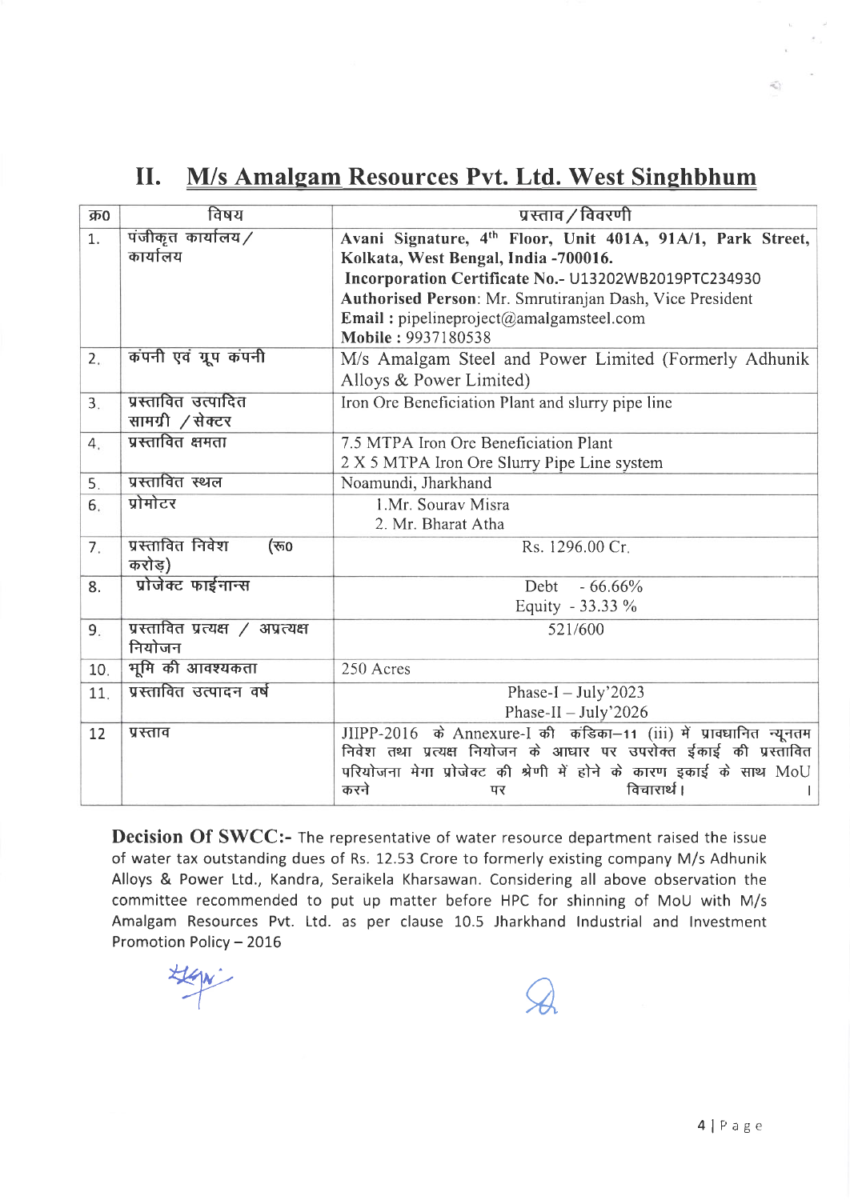## II. M/s Amalgam Resources Pvt. Ltd. West Singhbhum

| क्र0 | विषय | प्रस्ताव / विवरणी |
|---|---|---|
| 1. | पंजीकृत कार्यालय / कार्यालय | **Avani Signature, 4th Floor, Unit 401A, 91A/1, Park Street, Kolkata, West Bengal, India -700016.** **Incorporation Certificate No.- U13202WB2019PTC234930** **Authorised Person**: Mr. Smrutiranjan Dash, Vice President **Email :** pipelineproject@amalgamsteel.com **Mobile :** 9937180538 |
| 2. | कंपनी एवं ग्रूप कंपनी | M/s Amalgam Steel and Power Limited (Formerly Adhunik Alloys & Power Limited) |
| 3. | प्रस्तावित उत्पादित सामग्री / सेक्टर | Iron Ore Beneficiation Plant and slurry pipe line |
| 4. | प्रस्तावित क्षमता | 7.5 MTPA Iron Ore Beneficiation Plant 2 X 5 MTPA Iron Ore Slurry Pipe Line system |
| 5. | प्रस्तावित स्थल | Noamundi, Jharkhand |
| 6. | प्रोमोटर | 1. Mr. Sourav Misra 2. Mr. Bharat Atha |
| 7. | प्रस्तावित निवेश (रू0 करोड़) | Rs. 1296.00 Cr. |
| 8. | प्रोजेक्ट फाईनान्स | Debt - 66.66% Equity - 33.33 % |
| 9. | प्रस्तावित प्रत्यक्ष / अप्रत्यक्ष नियोजन | 521/600 |
| 10. | भूमि की आवश्यकता | 250 Acres |
| 11. | प्रस्तावित उत्पादन वर्ष | Phase-I – July'2023 Phase-II – July'2026 |
| 12 | प्रस्ताव | JIIPP-2016 के Annexure-I की कंडिका–11 (iii) में प्रावधानित न्यूनतम निवेश तथा प्रत्यक्ष नियोजन के आधार पर उपरोक्त ईकाई की प्रस्तावित परियोजना मेगा प्रोजेक्ट की श्रेणी में होने के कारण इकाई के साथ MoU करने पर विचारार्थ। |

**Decision Of SWCC:-** The representative of water resource department raised the issue of water tax outstanding dues of Rs. 12.53 Crore to formerly existing company M/s Adhunik Alloys & Power Ltd., Kandra, Seraikela Kharsawan. Considering all above observation the committee recommended to put up matter before HPC for shinning of MoU with M/s Amalgam Resources Pvt. Ltd. as per clause 10.5 Jharkhand Industrial and Investment Promotion Policy – 2016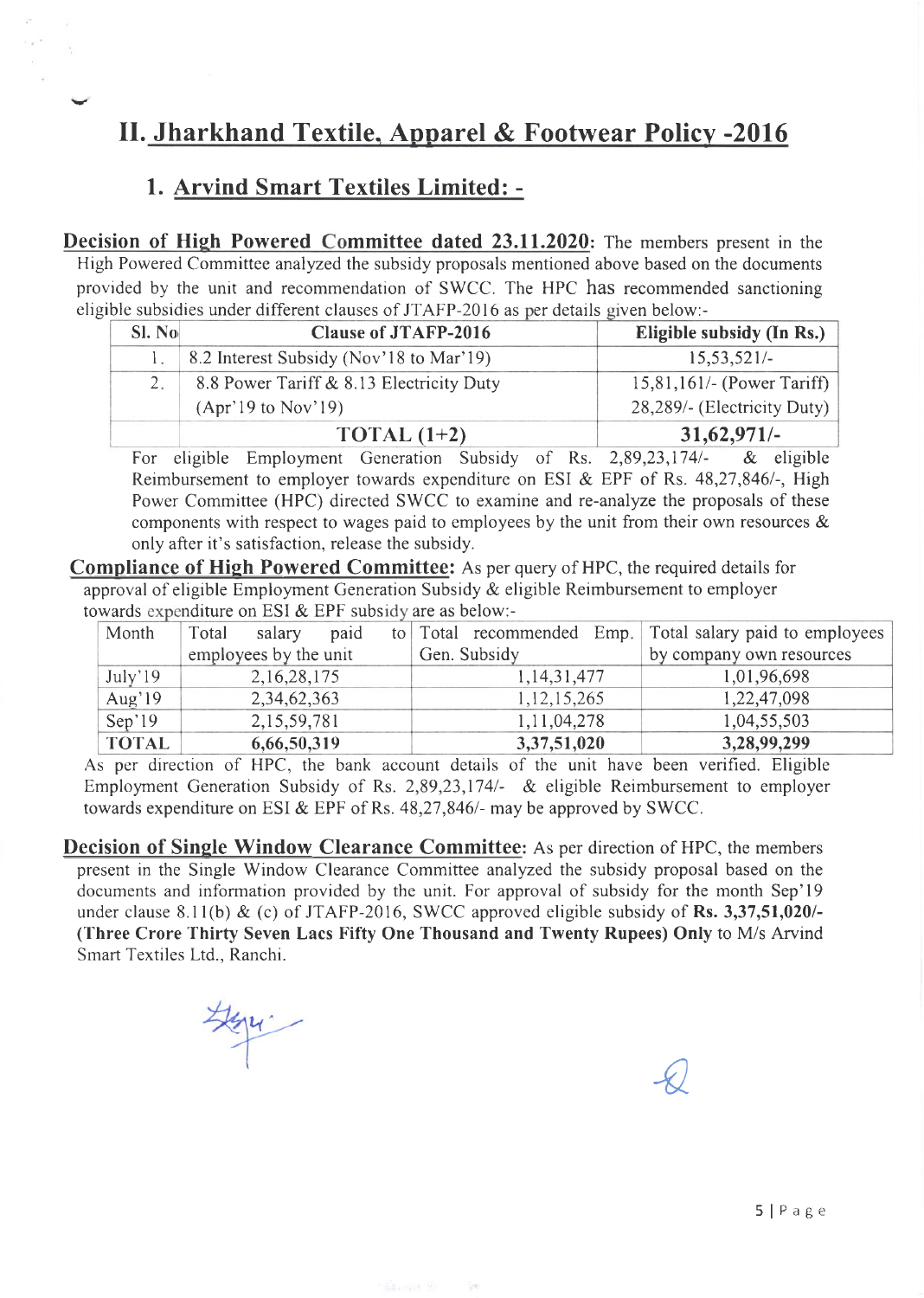## II. Jharkhand Textile, Apparel & Footwear Policy -2016

### 1. Arvind Smart Textiles Limited: -

**Decision of High Powered Committee dated 23.11.2020:** The members present in the High Powered Committee analyzed the subsidy proposals mentioned above based on the documents provided by the unit and recommendation of SWCC. The HPC has recommended sanctioning eligible subsidies under different clauses of JTAFP-2016 as per details given below:-

| Sl. No | Clause of JTAFP-2016 | Eligible subsidy (In Rs.) |
|---|---|---|
| 1. | 8.2 Interest Subsidy (Nov'18 to Mar'19) | 15,53,521/- |
| 2. | 8.8 Power Tariff & 8.13 Electricity Duty (Apr'19 to Nov'19) | 15,81,161/- (Power Tariff) 28,289/- (Electricity Duty) |
| | **TOTAL (1+2)** | **31,62,971/-** |

For eligible Employment Generation Subsidy of Rs. 2,89,23,174/- & eligible Reimbursement to employer towards expenditure on ESI & EPF of Rs. 48,27,846/-, High Power Committee (HPC) directed SWCC to examine and re-analyze the proposals of these components with respect to wages paid to employees by the unit from their own resources & only after it's satisfaction, release the subsidy.

**Compliance of High Powered Committee:** As per query of HPC, the required details for approval of eligible Employment Generation Subsidy & eligible Reimbursement to employer towards expenditure on ESI & EPF subsidy are as below:-

| Month | Total salary paid to employees by the unit | Total recommended Emp. Gen. Subsidy | Total salary paid to employees by company own resources |
|---|---|---|---|
| July'19 | 2,16,28,175 | 1,14,31,477 | 1,01,96,698 |
| Aug'19 | 2,34,62,363 | 1,12,15,265 | 1,22,47,098 |
| Sep'19 | 2,15,59,781 | 1,11,04,278 | 1,04,55,503 |
| **TOTAL** | **6,66,50,319** | **3,37,51,020** | **3,28,99,299** |

As per direction of HPC, the bank account details of the unit have been verified. Eligible Employment Generation Subsidy of Rs. 2,89,23,174/- & eligible Reimbursement to employer towards expenditure on ESI & EPF of Rs. 48,27,846/- may be approved by SWCC.

**Decision of Single Window Clearance Committee:** As per direction of HPC, the members present in the Single Window Clearance Committee analyzed the subsidy proposal based on the documents and information provided by the unit. For approval of subsidy for the month Sep'19 under clause 8.11(b) & (c) of JTAFP-2016, SWCC approved eligible subsidy of **Rs. 3,37,51,020/- (Three Crore Thirty Seven Lacs Fifty One Thousand and Twenty Rupees) Only** to M/s Arvind Smart Textiles Ltd., Ranchi.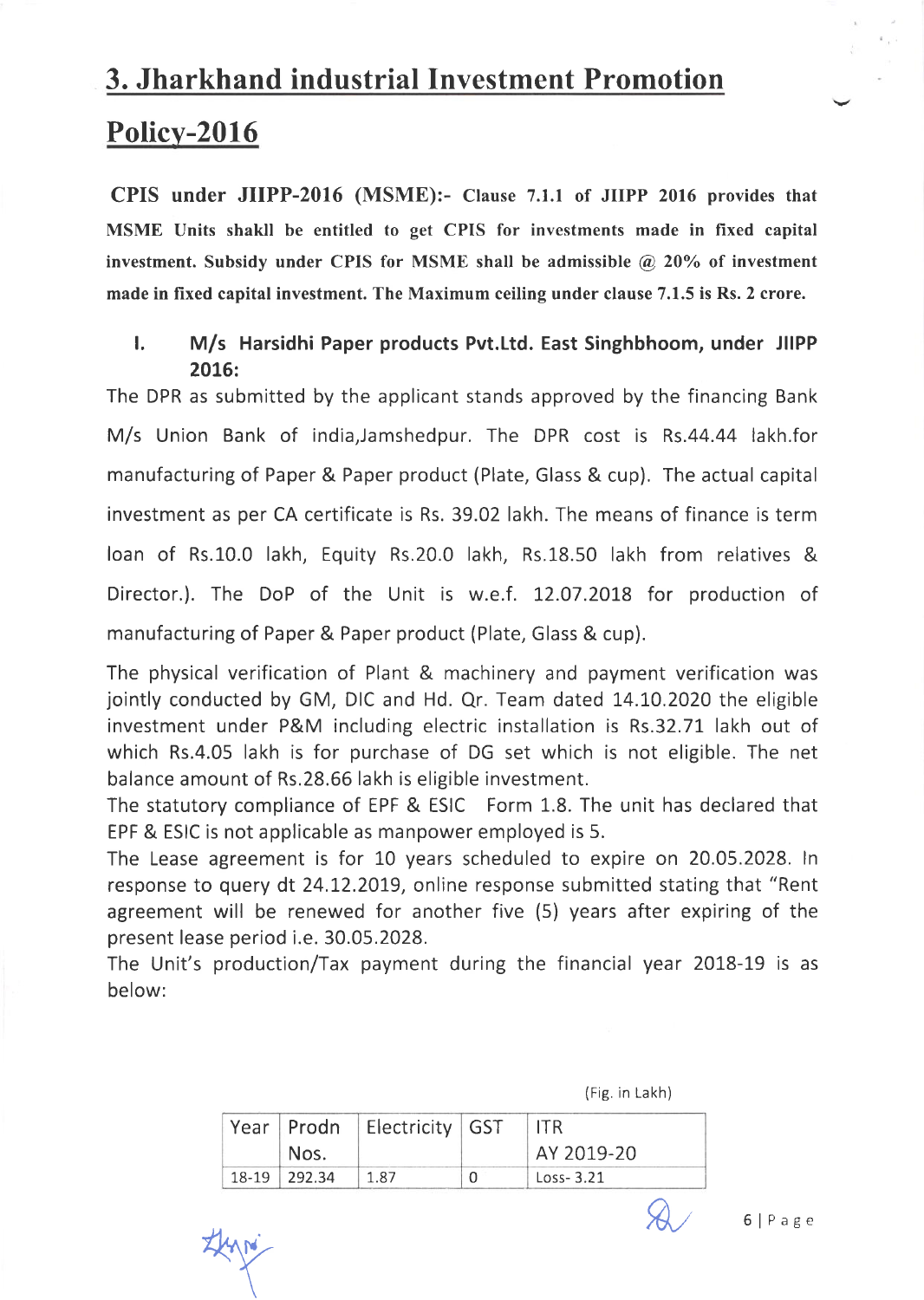// 3. Jharkhand industrial Investment Promotion Policy-2016

**CPIS under JIIPP-2016 (MSME):- Clause 7.1.1 of JIIPP 2016 provides that MSME Units shakll be entitled to get CPIS for investments made in fixed capital investment. Subsidy under CPIS for MSME shall be admissible @ 20% of investment made in fixed capital investment. The Maximum ceiling under clause 7.1.5 is Rs. 2 crore.**

### I. M/s Harsidhi Paper products Pvt.Ltd. East Singhbhoom, under JIIPP 2016:

The DPR as submitted by the applicant stands approved by the financing Bank M/s Union Bank of india,Jamshedpur. The DPR cost is Rs.44.44 lakh.for manufacturing of Paper & Paper product (Plate, Glass & cup). The actual capital investment as per CA certificate is Rs. 39.02 lakh. The means of finance is term loan of Rs.10.0 lakh, Equity Rs.20.0 lakh, Rs.18.50 lakh from relatives & Director.). The DoP of the Unit is w.e.f. 12.07.2018 for production of manufacturing of Paper & Paper product (Plate, Glass & cup).

The physical verification of Plant & machinery and payment verification was jointly conducted by GM, DIC and Hd. Qr. Team dated 14.10.2020 the eligible investment under P&M including electric installation is Rs.32.71 lakh out of which Rs.4.05 lakh is for purchase of DG set which is not eligible. The net balance amount of Rs.28.66 lakh is eligible investment.

The statutory compliance of EPF & ESIC Form 1.8. The unit has declared that EPF & ESIC is not applicable as manpower employed is 5.

The Lease agreement is for 10 years scheduled to expire on 20.05.2028. In response to query dt 24.12.2019, online response submitted stating that "Rent agreement will be renewed for another five (5) years after expiring of the present lease period i.e. 30.05.2028.

The Unit's production/Tax payment during the financial year 2018-19 is as below:

(Fig. in Lakh)

| Year | Prodn Nos. | Electricity | GST | ITR AY 2019-20 |
|---|---|---|---|---|
| 18-19 | 292.34 | 1.87 | 0 | Loss- 3.21 |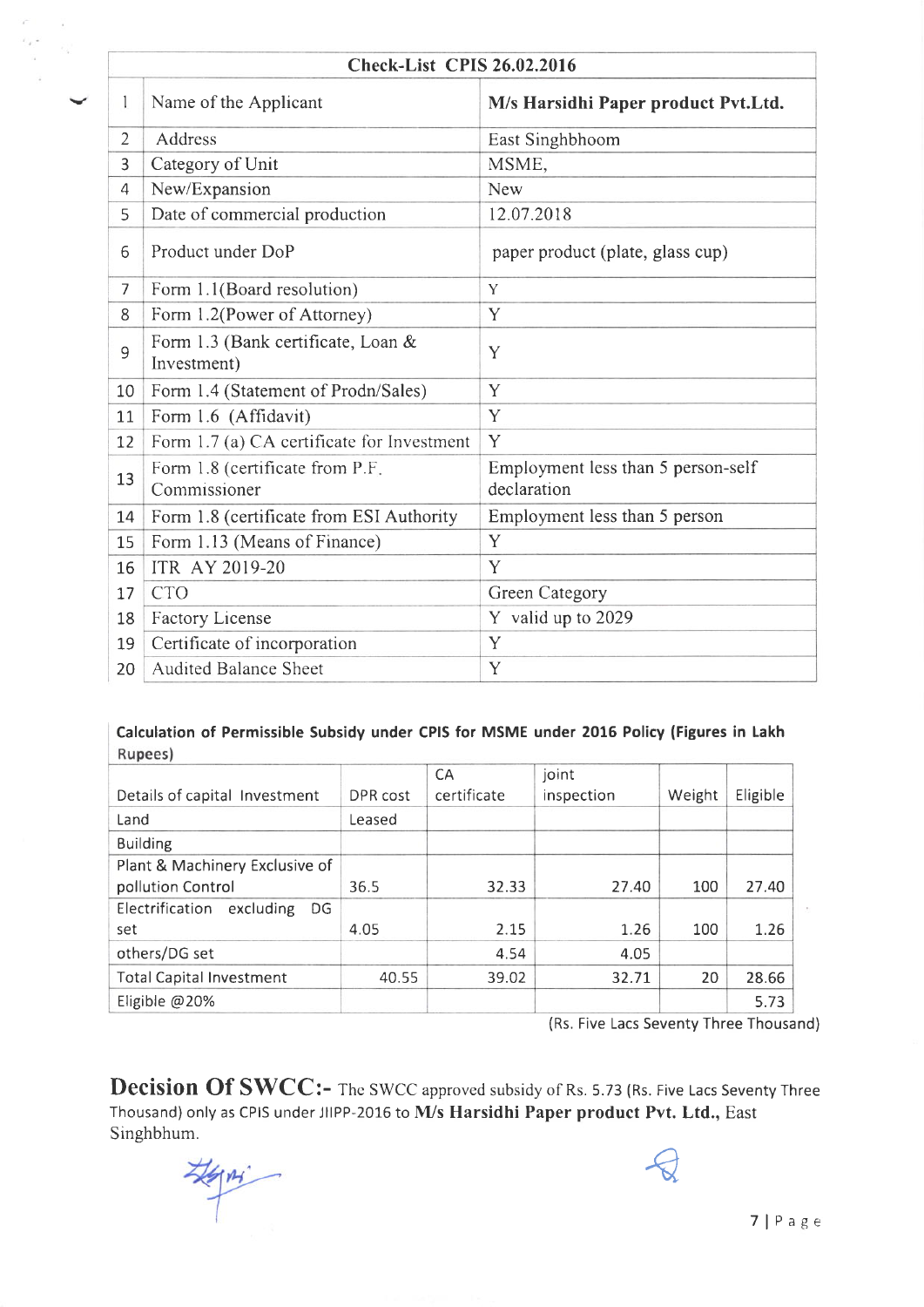| Check-List CPIS 26.02.2016 | | |
|---|---|---|
| 1 | Name of the Applicant | **M/s Harsidhi Paper product Pvt.Ltd.** |
| 2 | Address | East Singhbhoom |
| 3 | Category of Unit | MSME, |
| 4 | New/Expansion | New |
| 5 | Date of commercial production | 12.07.2018 |
| 6 | Product under DoP | paper product (plate, glass cup) |
| 7 | Form 1.1(Board resolution) | Y |
| 8 | Form 1.2(Power of Attorney) | Y |
| 9 | Form 1.3 (Bank certificate, Loan & Investment) | Y |
| 10 | Form 1.4 (Statement of Prodn/Sales) | Y |
| 11 | Form 1.6 (Affidavit) | Y |
| 12 | Form 1.7 (a) CA certificate for Investment | Y |
| 13 | Form 1.8 (certificate from P.F. Commissioner | Employment less than 5 person-self declaration |
| 14 | Form 1.8 (certificate from ESI Authority | Employment less than 5 person |
| 15 | Form 1.13 (Means of Finance) | Y |
| 16 | ITR AY 2019-20 | Y |
| 17 | CTO | Green Category |
| 18 | Factory License | Y valid up to 2029 |
| 19 | Certificate of incorporation | Y |
| 20 | Audited Balance Sheet | Y |

**Calculation of Permissible Subsidy under CPIS for MSME under 2016 Policy (Figures in Lakh Rupees)**

| Details of capital Investment | DPR cost | CA certificate | joint inspection | Weight | Eligible |
|---|---|---|---|---|---|
| Land | Leased | | | | |
| Building | | | | | |
| Plant & Machinery Exclusive of pollution Control | 36.5 | 32.33 | 27.40 | 100 | 27.40 |
| Electrification excluding DG set | 4.05 | 2.15 | 1.26 | 100 | 1.26 |
| others/DG set | | 4.54 | 4.05 | | |
| Total Capital Investment | 40.55 | 39.02 | 32.71 | 20 | 28.66 |
| Eligible @20% | | | | | 5.73 |

(Rs. Five Lacs Seventy Three Thousand)

**Decision Of SWCC:-** The SWCC approved subsidy of Rs. 5.73 (Rs. Five Lacs Seventy Three Thousand) only as CPIS under JIIPP-2016 to **M/s Harsidhi Paper product Pvt. Ltd.**, East Singhbhum.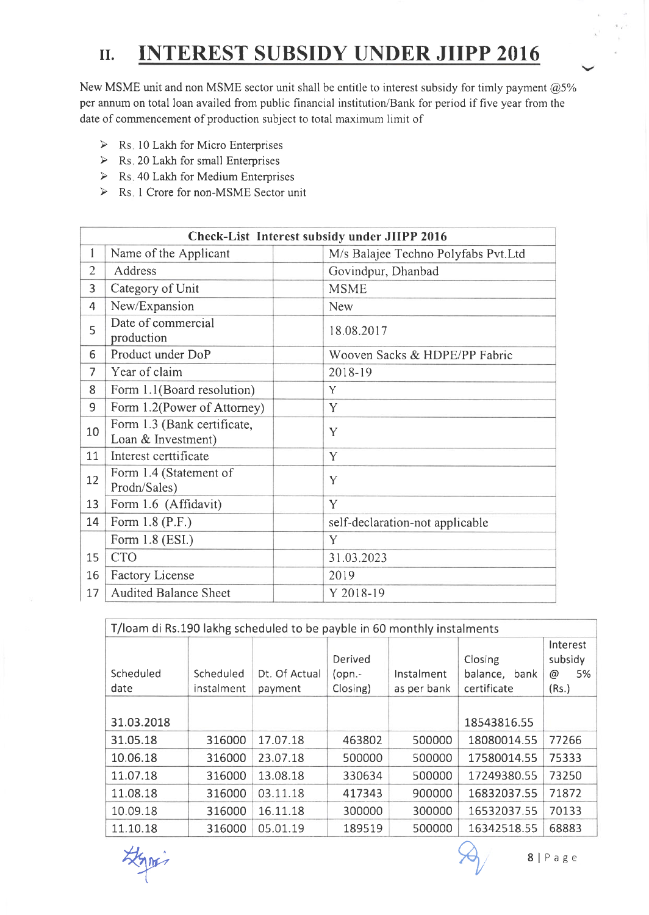## II. INTEREST SUBSIDY UNDER JIIPP 2016

New MSME unit and non MSME sector unit shall be entitle to interest subsidy for timly payment @5% per annum on total loan availed from public financial institution/Bank for period if five year from the date of commencement of production subject to total maximum limit of

- Rs. 10 Lakh for Micro Enterprises
- Rs. 20 Lakh for small Enterprises
- Rs. 40 Lakh for Medium Enterprises
- Rs. 1 Crore for non-MSME Sector unit

| Check-List Interest subsidy under JIIPP 2016 | | | |
|---|---|---|---|
| 1 | Name of the Applicant | | M/s Balajee Techno Polyfabs Pvt.Ltd |
| 2 | Address | | Govindpur, Dhanbad |
| 3 | Category of Unit | | MSME |
| 4 | New/Expansion | | New |
| 5 | Date of commercial production | | 18.08.2017 |
| 6 | Product under DoP | | Wooven Sacks & HDPE/PP Fabric |
| 7 | Year of claim | | 2018-19 |
| 8 | Form 1.1(Board resolution) | | Y |
| 9 | Form 1.2(Power of Attorney) | | Y |
| 10 | Form 1.3 (Bank certificate, Loan & Investment) | | Y |
| 11 | Interest certtificate | | Y |
| 12 | Form 1.4 (Statement of Prodn/Sales) | | Y |
| 13 | Form 1.6 (Affidavit) | | Y |
| 14 | Form 1.8 (P.F.) | | self-declaration-not applicable |
| | Form 1.8 (ESI.) | | Y |
| 15 | CTO | | 31.03.2023 |
| 16 | Factory License | | 2019 |
| 17 | Audited Balance Sheet | | Y 2018-19 |

| T/loam di Rs.190 lakhg scheduled to be payble in 60 monthly instalments | | | | | | |
|---|---|---|---|---|---|---|
| Scheduled date | Scheduled instalment | Dt. Of Actual payment | Derived (opn.-Closing) | Instalment as per bank | Closing balance, bank certificate | Interest subsidy @ 5% (Rs.) |
| 31.03.2018 | | | | | 18543816.55 | |
| 31.05.18 | 316000 | 17.07.18 | 463802 | 500000 | 18080014.55 | 77266 |
| 10.06.18 | 316000 | 23.07.18 | 500000 | 500000 | 17580014.55 | 75333 |
| 11.07.18 | 316000 | 13.08.18 | 330634 | 500000 | 17249380.55 | 73250 |
| 11.08.18 | 316000 | 03.11.18 | 417343 | 900000 | 16832037.55 | 71872 |
| 10.09.18 | 316000 | 16.11.18 | 300000 | 300000 | 16532037.55 | 70133 |
| 11.10.18 | 316000 | 05.01.19 | 189519 | 500000 | 16342518.55 | 68883 |